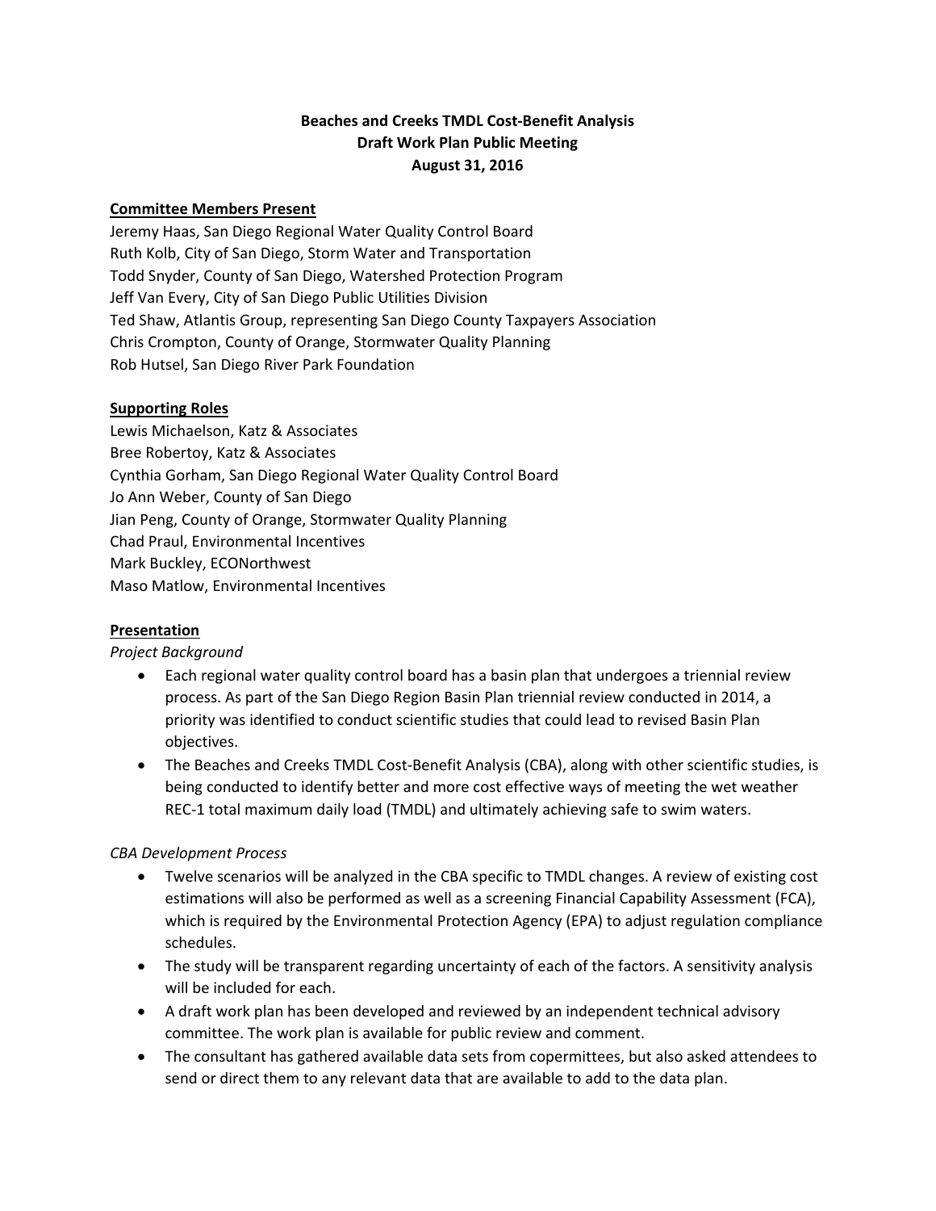# Beaches and Creeks TMDL Cost-Benefit Analysis
## Draft Work Plan Public Meeting
### August 31, 2016

**Committee Members Present**

Jeremy Haas, San Diego Regional Water Quality Control Board
Ruth Kolb, City of San Diego, Storm Water and Transportation
Todd Snyder, County of San Diego, Watershed Protection Program
Jeff Van Every, City of San Diego Public Utilities Division
Ted Shaw, Atlantis Group, representing San Diego County Taxpayers Association
Chris Crompton, County of Orange, Stormwater Quality Planning
Rob Hutsel, San Diego River Park Foundation

**Supporting Roles**

Lewis Michaelson, Katz & Associates
Bree Robertoy, Katz & Associates
Cynthia Gorham, San Diego Regional Water Quality Control Board
Jo Ann Weber, County of San Diego
Jian Peng, County of Orange, Stormwater Quality Planning
Chad Praul, Environmental Incentives
Mark Buckley, ECONorthwest
Maso Matlow, Environmental Incentives

**Presentation**

*Project Background*

- Each regional water quality control board has a basin plan that undergoes a triennial review process. As part of the San Diego Region Basin Plan triennial review conducted in 2014, a priority was identified to conduct scientific studies that could lead to revised Basin Plan objectives.
- The Beaches and Creeks TMDL Cost-Benefit Analysis (CBA), along with other scientific studies, is being conducted to identify better and more cost effective ways of meeting the wet weather REC-1 total maximum daily load (TMDL) and ultimately achieving safe to swim waters.

*CBA Development Process*

- Twelve scenarios will be analyzed in the CBA specific to TMDL changes. A review of existing cost estimations will also be performed as well as a screening Financial Capability Assessment (FCA), which is required by the Environmental Protection Agency (EPA) to adjust regulation compliance schedules.
- The study will be transparent regarding uncertainty of each of the factors. A sensitivity analysis will be included for each.
- A draft work plan has been developed and reviewed by an independent technical advisory committee. The work plan is available for public review and comment.
- The consultant has gathered available data sets from copermittees, but also asked attendees to send or direct them to any relevant data that are available to add to the data plan.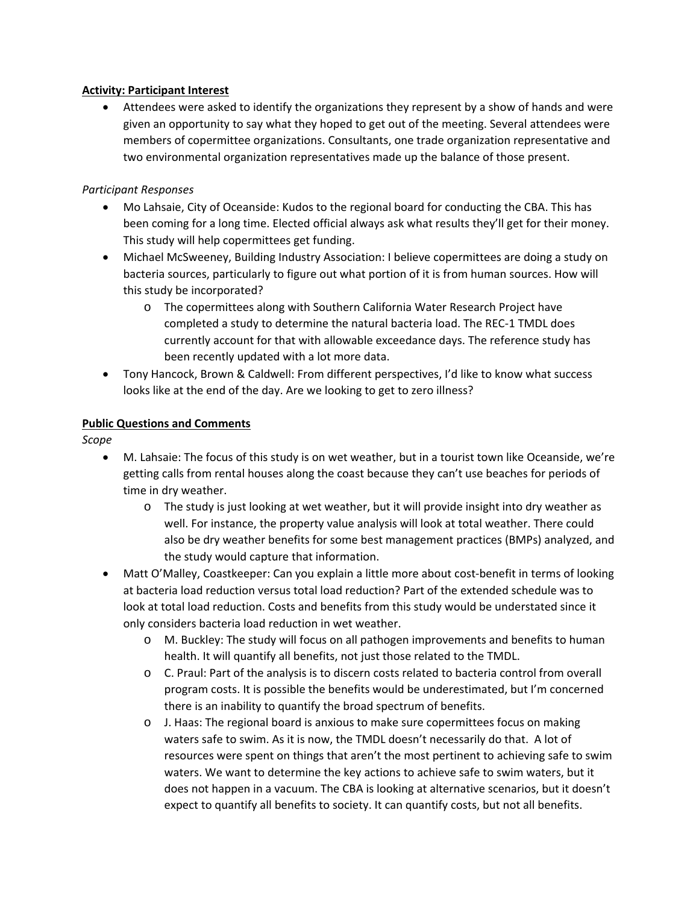**Activity: Participant Interest**

- Attendees were asked to identify the organizations they represent by a show of hands and were given an opportunity to say what they hoped to get out of the meeting. Several attendees were members of copermittee organizations. Consultants, one trade organization representative and two environmental organization representatives made up the balance of those present.

*Participant Responses*

- Mo Lahsaie, City of Oceanside: Kudos to the regional board for conducting the CBA. This has been coming for a long time. Elected official always ask what results they'll get for their money. This study will help copermittees get funding.
- Michael McSweeney, Building Industry Association: I believe copermittees are doing a study on bacteria sources, particularly to figure out what portion of it is from human sources. How will this study be incorporated?
  - The copermittees along with Southern California Water Research Project have completed a study to determine the natural bacteria load. The REC-1 TMDL does currently account for that with allowable exceedance days. The reference study has been recently updated with a lot more data.
- Tony Hancock, Brown & Caldwell: From different perspectives, I'd like to know what success looks like at the end of the day. Are we looking to get to zero illness?

**Public Questions and Comments**

*Scope*

- M. Lahsaie: The focus of this study is on wet weather, but in a tourist town like Oceanside, we're getting calls from rental houses along the coast because they can't use beaches for periods of time in dry weather.
  - The study is just looking at wet weather, but it will provide insight into dry weather as well. For instance, the property value analysis will look at total weather. There could also be dry weather benefits for some best management practices (BMPs) analyzed, and the study would capture that information.
- Matt O'Malley, Coastkeeper: Can you explain a little more about cost-benefit in terms of looking at bacteria load reduction versus total load reduction? Part of the extended schedule was to look at total load reduction. Costs and benefits from this study would be understated since it only considers bacteria load reduction in wet weather.
  - M. Buckley: The study will focus on all pathogen improvements and benefits to human health. It will quantify all benefits, not just those related to the TMDL.
  - C. Praul: Part of the analysis is to discern costs related to bacteria control from overall program costs. It is possible the benefits would be underestimated, but I'm concerned there is an inability to quantify the broad spectrum of benefits.
  - J. Haas: The regional board is anxious to make sure copermittees focus on making waters safe to swim. As it is now, the TMDL doesn't necessarily do that. A lot of resources were spent on things that aren't the most pertinent to achieving safe to swim waters. We want to determine the key actions to achieve safe to swim waters, but it does not happen in a vacuum. The CBA is looking at alternative scenarios, but it doesn't expect to quantify all benefits to society. It can quantify costs, but not all benefits.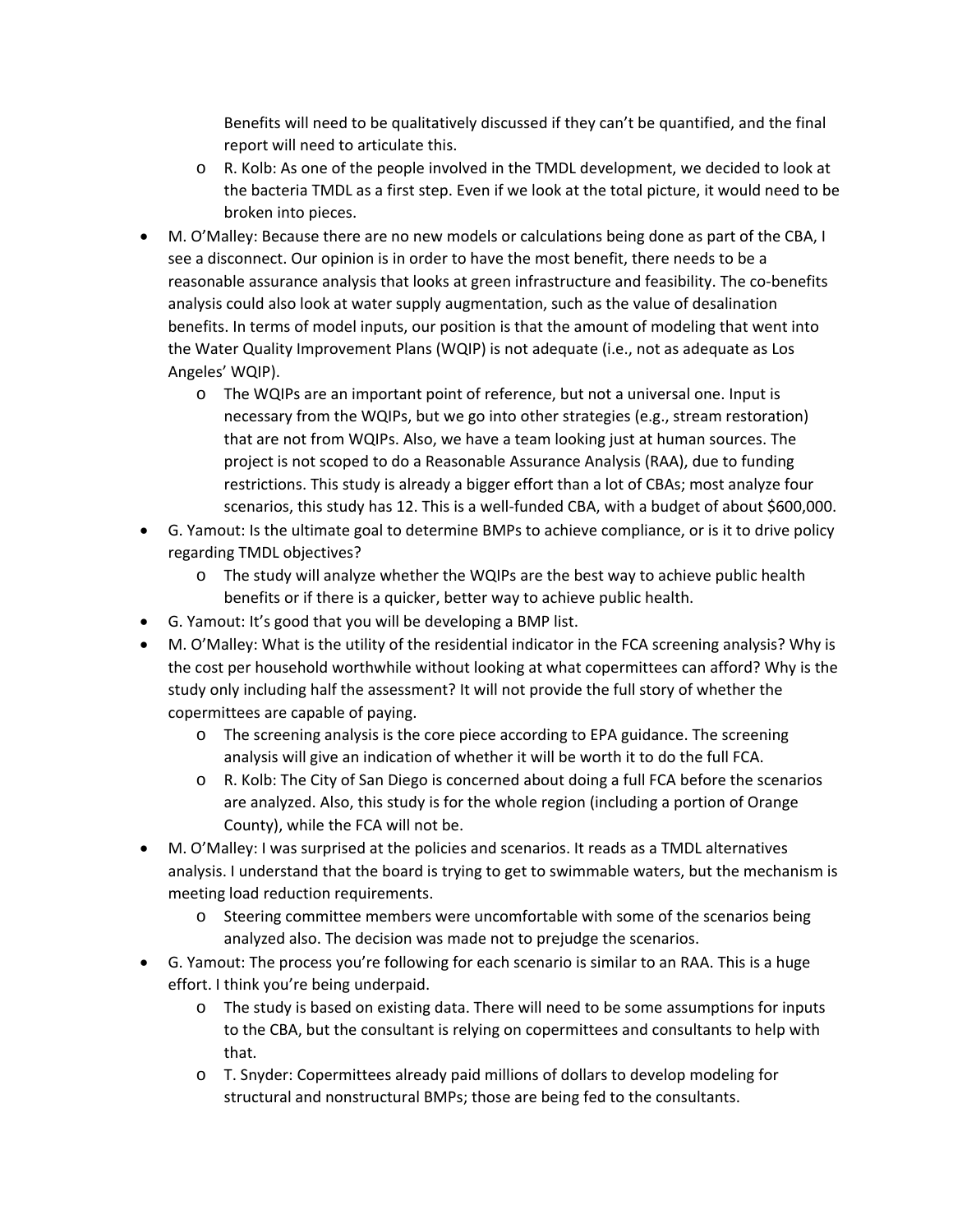Benefits will need to be qualitatively discussed if they can't be quantified, and the final report will need to articulate this.
  - R. Kolb: As one of the people involved in the TMDL development, we decided to look at the bacteria TMDL as a first step. Even if we look at the total picture, it would need to be broken into pieces.
- M. O'Malley: Because there are no new models or calculations being done as part of the CBA, I see a disconnect. Our opinion is in order to have the most benefit, there needs to be a reasonable assurance analysis that looks at green infrastructure and feasibility. The co-benefits analysis could also look at water supply augmentation, such as the value of desalination benefits. In terms of model inputs, our position is that the amount of modeling that went into the Water Quality Improvement Plans (WQIP) is not adequate (i.e., not as adequate as Los Angeles' WQIP).
  - The WQIPs are an important point of reference, but not a universal one. Input is necessary from the WQIPs, but we go into other strategies (e.g., stream restoration) that are not from WQIPs. Also, we have a team looking just at human sources. The project is not scoped to do a Reasonable Assurance Analysis (RAA), due to funding restrictions. This study is already a bigger effort than a lot of CBAs; most analyze four scenarios, this study has 12. This is a well-funded CBA, with a budget of about $600,000.
- G. Yamout: Is the ultimate goal to determine BMPs to achieve compliance, or is it to drive policy regarding TMDL objectives?
  - The study will analyze whether the WQIPs are the best way to achieve public health benefits or if there is a quicker, better way to achieve public health.
- G. Yamout: It's good that you will be developing a BMP list.
- M. O'Malley: What is the utility of the residential indicator in the FCA screening analysis? Why is the cost per household worthwhile without looking at what copermittees can afford? Why is the study only including half the assessment? It will not provide the full story of whether the copermittees are capable of paying.
  - The screening analysis is the core piece according to EPA guidance. The screening analysis will give an indication of whether it will be worth it to do the full FCA.
  - R. Kolb: The City of San Diego is concerned about doing a full FCA before the scenarios are analyzed. Also, this study is for the whole region (including a portion of Orange County), while the FCA will not be.
- M. O'Malley: I was surprised at the policies and scenarios. It reads as a TMDL alternatives analysis. I understand that the board is trying to get to swimmable waters, but the mechanism is meeting load reduction requirements.
  - Steering committee members were uncomfortable with some of the scenarios being analyzed also. The decision was made not to prejudge the scenarios.
- G. Yamout: The process you're following for each scenario is similar to an RAA. This is a huge effort. I think you're being underpaid.
  - The study is based on existing data. There will need to be some assumptions for inputs to the CBA, but the consultant is relying on copermittees and consultants to help with that.
  - T. Snyder: Copermittees already paid millions of dollars to develop modeling for structural and nonstructural BMPs; those are being fed to the consultants.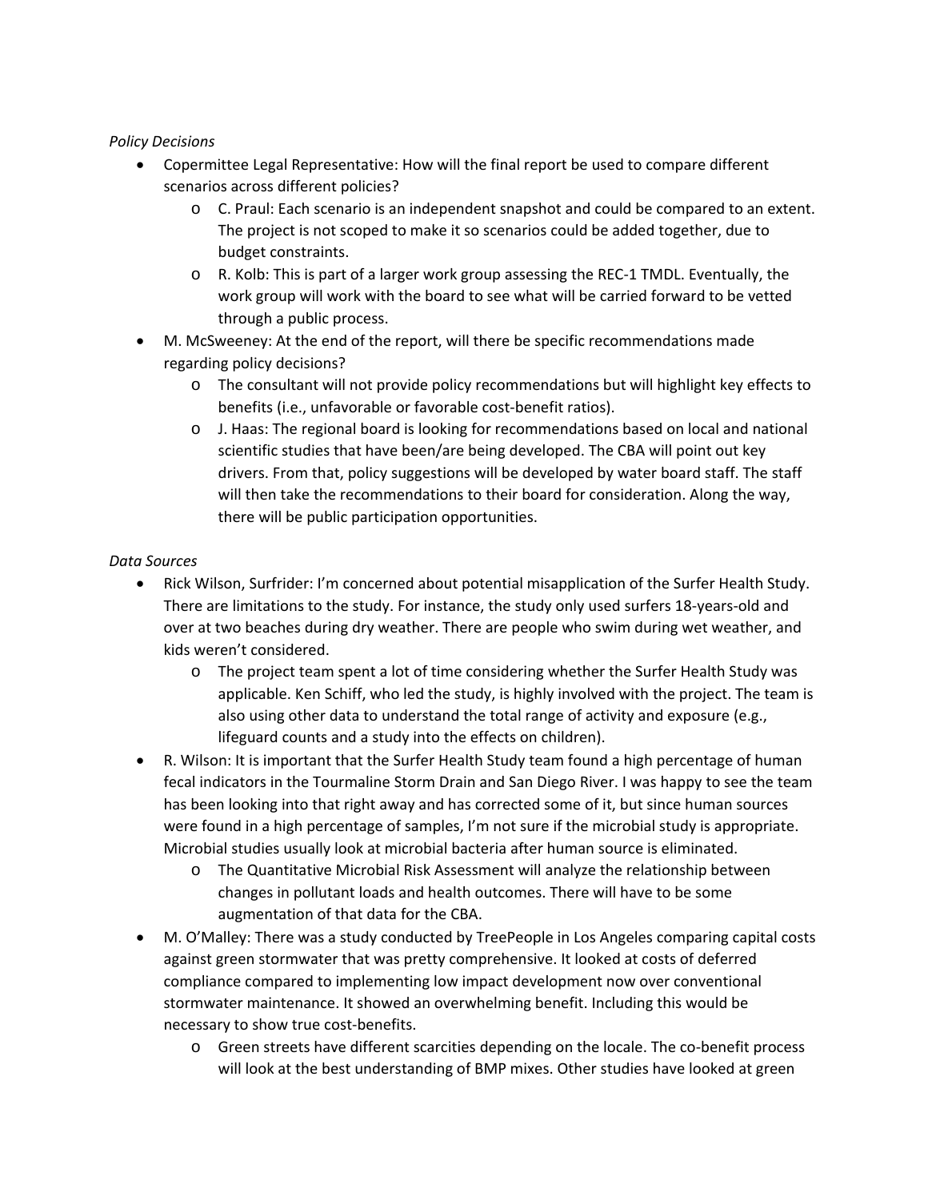*Policy Decisions*

- Copermittee Legal Representative: How will the final report be used to compare different scenarios across different policies?
  - C. Praul: Each scenario is an independent snapshot and could be compared to an extent. The project is not scoped to make it so scenarios could be added together, due to budget constraints.
  - R. Kolb: This is part of a larger work group assessing the REC-1 TMDL. Eventually, the work group will work with the board to see what will be carried forward to be vetted through a public process.
- M. McSweeney: At the end of the report, will there be specific recommendations made regarding policy decisions?
  - The consultant will not provide policy recommendations but will highlight key effects to benefits (i.e., unfavorable or favorable cost-benefit ratios).
  - J. Haas: The regional board is looking for recommendations based on local and national scientific studies that have been/are being developed. The CBA will point out key drivers. From that, policy suggestions will be developed by water board staff. The staff will then take the recommendations to their board for consideration. Along the way, there will be public participation opportunities.

*Data Sources*

- Rick Wilson, Surfrider: I'm concerned about potential misapplication of the Surfer Health Study. There are limitations to the study. For instance, the study only used surfers 18-years-old and over at two beaches during dry weather. There are people who swim during wet weather, and kids weren't considered.
  - The project team spent a lot of time considering whether the Surfer Health Study was applicable. Ken Schiff, who led the study, is highly involved with the project. The team is also using other data to understand the total range of activity and exposure (e.g., lifeguard counts and a study into the effects on children).
- R. Wilson: It is important that the Surfer Health Study team found a high percentage of human fecal indicators in the Tourmaline Storm Drain and San Diego River. I was happy to see the team has been looking into that right away and has corrected some of it, but since human sources were found in a high percentage of samples, I'm not sure if the microbial study is appropriate. Microbial studies usually look at microbial bacteria after human source is eliminated.
  - The Quantitative Microbial Risk Assessment will analyze the relationship between changes in pollutant loads and health outcomes. There will have to be some augmentation of that data for the CBA.
- M. O'Malley: There was a study conducted by TreePeople in Los Angeles comparing capital costs against green stormwater that was pretty comprehensive. It looked at costs of deferred compliance compared to implementing low impact development now over conventional stormwater maintenance. It showed an overwhelming benefit. Including this would be necessary to show true cost-benefits.
  - Green streets have different scarcities depending on the locale. The co-benefit process will look at the best understanding of BMP mixes. Other studies have looked at green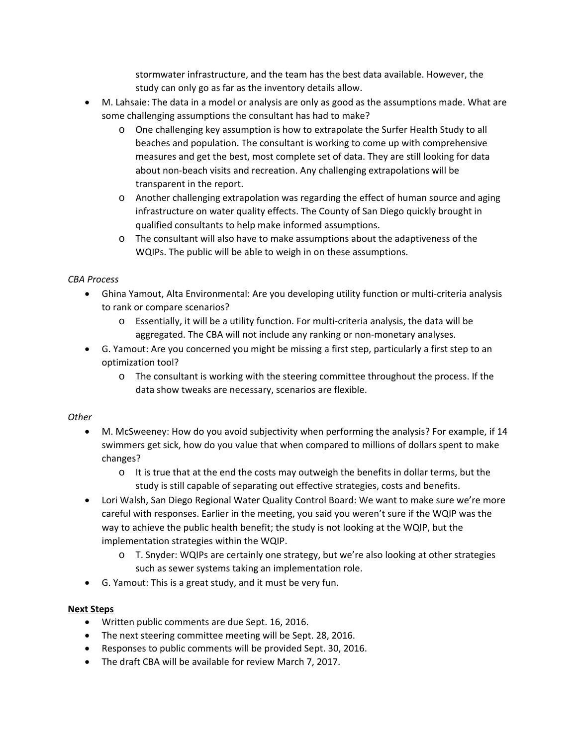stormwater infrastructure, and the team has the best data available. However, the study can only go as far as the inventory details allow.

- M. Lahsaie: The data in a model or analysis are only as good as the assumptions made. What are some challenging assumptions the consultant has had to make?
  - One challenging key assumption is how to extrapolate the Surfer Health Study to all beaches and population. The consultant is working to come up with comprehensive measures and get the best, most complete set of data. They are still looking for data about non-beach visits and recreation. Any challenging extrapolations will be transparent in the report.
  - Another challenging extrapolation was regarding the effect of human source and aging infrastructure on water quality effects. The County of San Diego quickly brought in qualified consultants to help make informed assumptions.
  - The consultant will also have to make assumptions about the adaptiveness of the WQIPs. The public will be able to weigh in on these assumptions.

*CBA Process*

- Ghina Yamout, Alta Environmental: Are you developing utility function or multi-criteria analysis to rank or compare scenarios?
  - Essentially, it will be a utility function. For multi-criteria analysis, the data will be aggregated. The CBA will not include any ranking or non-monetary analyses.
- G. Yamout: Are you concerned you might be missing a first step, particularly a first step to an optimization tool?
  - The consultant is working with the steering committee throughout the process. If the data show tweaks are necessary, scenarios are flexible.

*Other*

- M. McSweeney: How do you avoid subjectivity when performing the analysis? For example, if 14 swimmers get sick, how do you value that when compared to millions of dollars spent to make changes?
  - It is true that at the end the costs may outweigh the benefits in dollar terms, but the study is still capable of separating out effective strategies, costs and benefits.
- Lori Walsh, San Diego Regional Water Quality Control Board: We want to make sure we're more careful with responses. Earlier in the meeting, you said you weren't sure if the WQIP was the way to achieve the public health benefit; the study is not looking at the WQIP, but the implementation strategies within the WQIP.
  - T. Snyder: WQIPs are certainly one strategy, but we're also looking at other strategies such as sewer systems taking an implementation role.
- G. Yamout: This is a great study, and it must be very fun.

**Next Steps**

- Written public comments are due Sept. 16, 2016.
- The next steering committee meeting will be Sept. 28, 2016.
- Responses to public comments will be provided Sept. 30, 2016.
- The draft CBA will be available for review March 7, 2017.